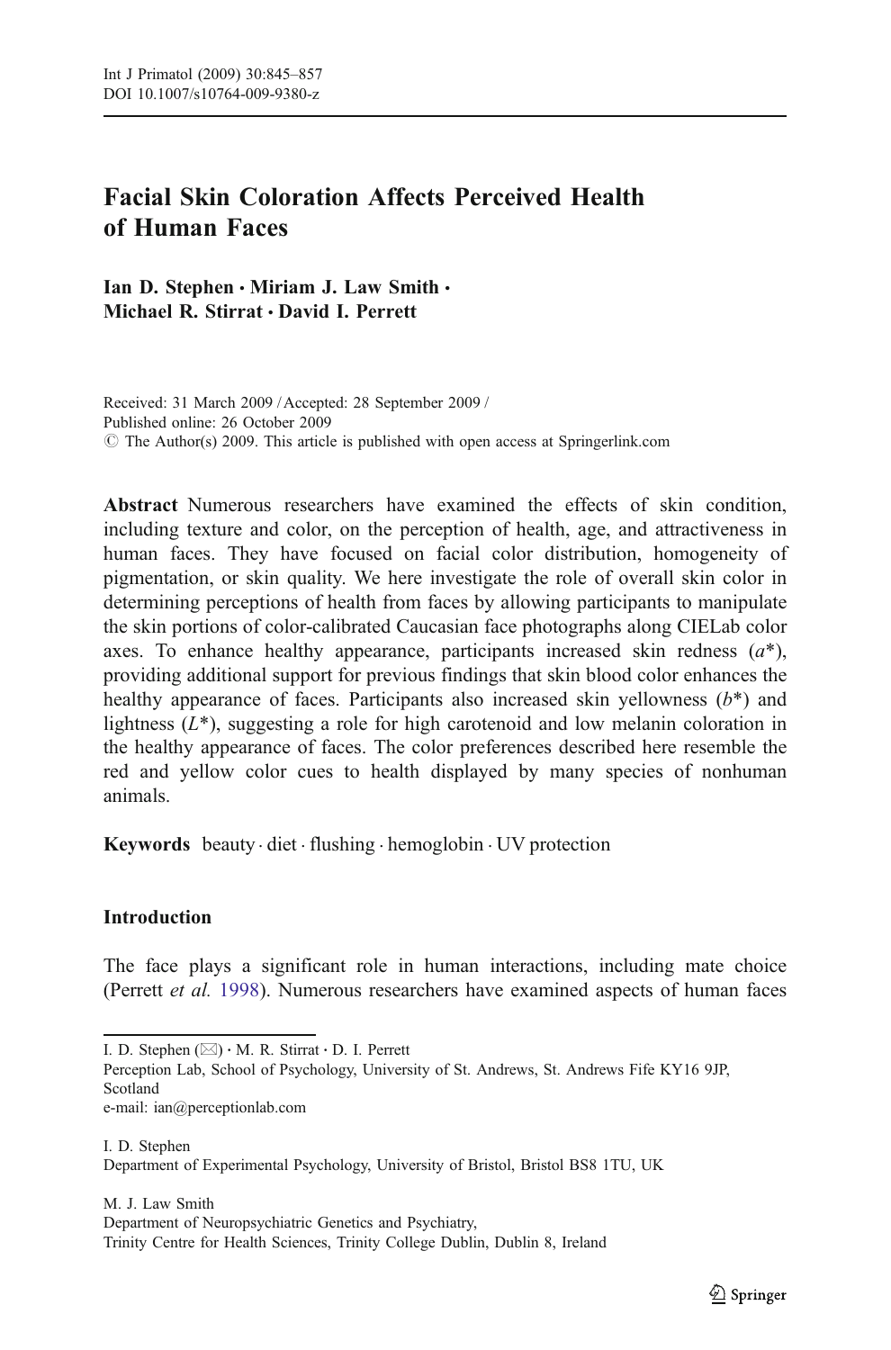# Facial Skin Coloration Affects Perceived Health of Human Faces

**Ian D. Stephen · Miriam J. Law Smith · Michael R. Stirrat · David I. Perrett**

Received: 31 March 2009 / Accepted: 28 September 2009 /
Published online: 26 October 2009
© The Author(s) 2009. This article is published with open access at Springerlink.com

**Abstract** Numerous researchers have examined the effects of skin condition, including texture and color, on the perception of health, age, and attractiveness in human faces. They have focused on facial color distribution, homogeneity of pigmentation, or skin quality. We here investigate the role of overall skin color in determining perceptions of health from faces by allowing participants to manipulate the skin portions of color-calibrated Caucasian face photographs along CIELab color axes. To enhance healthy appearance, participants increased skin redness ($a^*$), providing additional support for previous findings that skin blood color enhances the healthy appearance of faces. Participants also increased skin yellowness ($b^*$) and lightness ($L^*$), suggesting a role for high carotenoid and low melanin coloration in the healthy appearance of faces. The color preferences described here resemble the red and yellow color cues to health displayed by many species of nonhuman animals.

**Keywords** beauty · diet · flushing · hemoglobin · UV protection

## Introduction

The face plays a significant role in human interactions, including mate choice (Perrett *et al.* 1998). Numerous researchers have examined aspects of human faces

---

I. D. Stephen (✉) · M. R. Stirrat · D. I. Perrett
Perception Lab, School of Psychology, University of St. Andrews, St. Andrews Fife KY16 9JP, Scotland
e-mail: ian@perceptionlab.com

I. D. Stephen
Department of Experimental Psychology, University of Bristol, Bristol BS8 1TU, UK

M. J. Law Smith
Department of Neuropsychiatric Genetics and Psychiatry,
Trinity Centre for Health Sciences, Trinity College Dublin, Dublin 8, Ireland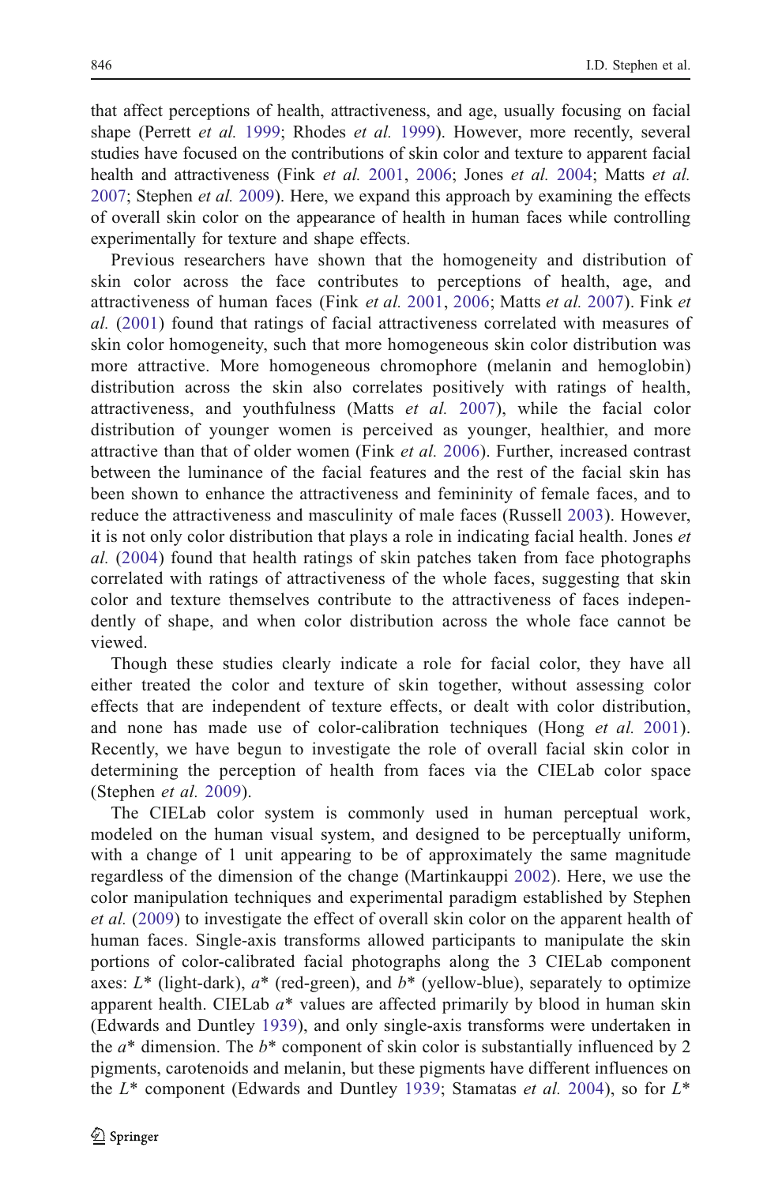that affect perceptions of health, attractiveness, and age, usually focusing on facial shape (Perrett *et al.* 1999; Rhodes *et al.* 1999). However, more recently, several studies have focused on the contributions of skin color and texture to apparent facial health and attractiveness (Fink *et al.* 2001, 2006; Jones *et al.* 2004; Matts *et al.* 2007; Stephen *et al.* 2009). Here, we expand this approach by examining the effects of overall skin color on the appearance of health in human faces while controlling experimentally for texture and shape effects.

Previous researchers have shown that the homogeneity and distribution of skin color across the face contributes to perceptions of health, age, and attractiveness of human faces (Fink *et al.* 2001, 2006; Matts *et al.* 2007). Fink *et al.* (2001) found that ratings of facial attractiveness correlated with measures of skin color homogeneity, such that more homogeneous skin color distribution was more attractive. More homogeneous chromophore (melanin and hemoglobin) distribution across the skin also correlates positively with ratings of health, attractiveness, and youthfulness (Matts *et al.* 2007), while the facial color distribution of younger women is perceived as younger, healthier, and more attractive than that of older women (Fink *et al.* 2006). Further, increased contrast between the luminance of the facial features and the rest of the facial skin has been shown to enhance the attractiveness and femininity of female faces, and to reduce the attractiveness and masculinity of male faces (Russell 2003). However, it is not only color distribution that plays a role in indicating facial health. Jones *et al.* (2004) found that health ratings of skin patches taken from face photographs correlated with ratings of attractiveness of the whole faces, suggesting that skin color and texture themselves contribute to the attractiveness of faces independently of shape, and when color distribution across the whole face cannot be viewed.

Though these studies clearly indicate a role for facial color, they have all either treated the color and texture of skin together, without assessing color effects that are independent of texture effects, or dealt with color distribution, and none has made use of color-calibration techniques (Hong *et al.* 2001). Recently, we have begun to investigate the role of overall facial skin color in determining the perception of health from faces via the CIELab color space (Stephen *et al.* 2009).

The CIELab color system is commonly used in human perceptual work, modeled on the human visual system, and designed to be perceptually uniform, with a change of 1 unit appearing to be of approximately the same magnitude regardless of the dimension of the change (Martinkauppi 2002). Here, we use the color manipulation techniques and experimental paradigm established by Stephen *et al.* (2009) to investigate the effect of overall skin color on the apparent health of human faces. Single-axis transforms allowed participants to manipulate the skin portions of color-calibrated facial photographs along the 3 CIELab component axes: $L^*$ (light-dark), $a^*$ (red-green), and $b^*$ (yellow-blue), separately to optimize apparent health. CIELab $a^*$ values are affected primarily by blood in human skin (Edwards and Duntley 1939), and only single-axis transforms were undertaken in the $a^*$ dimension. The $b^*$ component of skin color is substantially influenced by 2 pigments, carotenoids and melanin, but these pigments have different influences on the $L^*$ component (Edwards and Duntley 1939; Stamatas *et al.* 2004), so for $L^*$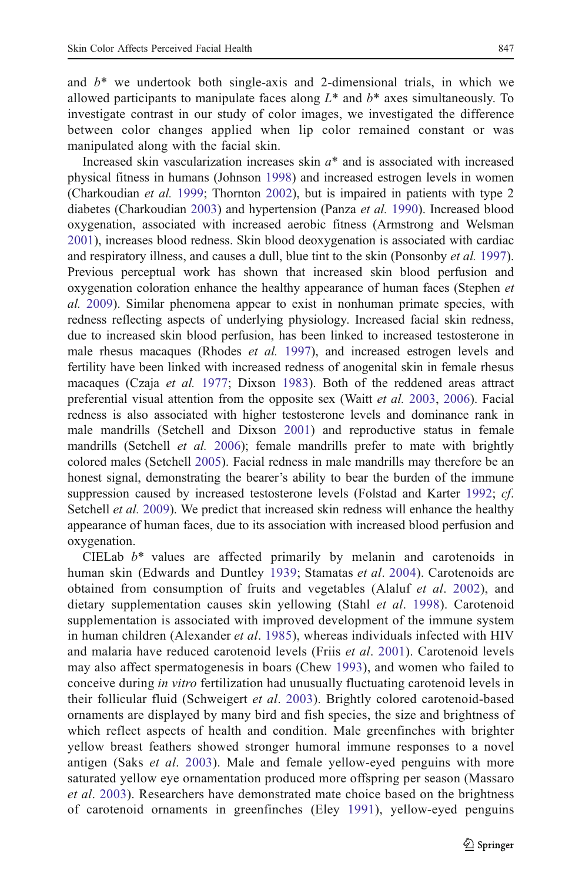and $b^*$ we undertook both single-axis and 2-dimensional trials, in which we allowed participants to manipulate faces along $L^*$ and $b^*$ axes simultaneously. To investigate contrast in our study of color images, we investigated the difference between color changes applied when lip color remained constant or was manipulated along with the facial skin.

Increased skin vascularization increases skin $a^*$ and is associated with increased physical fitness in humans (Johnson 1998) and increased estrogen levels in women (Charkoudian *et al.* 1999; Thornton 2002), but is impaired in patients with type 2 diabetes (Charkoudian 2003) and hypertension (Panza *et al.* 1990). Increased blood oxygenation, associated with increased aerobic fitness (Armstrong and Welsman 2001), increases blood redness. Skin blood deoxygenation is associated with cardiac and respiratory illness, and causes a dull, blue tint to the skin (Ponsonby *et al.* 1997). Previous perceptual work has shown that increased skin blood perfusion and oxygenation coloration enhance the healthy appearance of human faces (Stephen *et al.* 2009). Similar phenomena appear to exist in nonhuman primate species, with redness reflecting aspects of underlying physiology. Increased facial skin redness, due to increased skin blood perfusion, has been linked to increased testosterone in male rhesus macaques (Rhodes *et al.* 1997), and increased estrogen levels and fertility have been linked with increased redness of anogenital skin in female rhesus macaques (Czaja *et al.* 1977; Dixson 1983). Both of the reddened areas attract preferential visual attention from the opposite sex (Waitt *et al.* 2003, 2006). Facial redness is also associated with higher testosterone levels and dominance rank in male mandrills (Setchell and Dixson 2001) and reproductive status in female mandrills (Setchell *et al.* 2006); female mandrills prefer to mate with brightly colored males (Setchell 2005). Facial redness in male mandrills may therefore be an honest signal, demonstrating the bearer's ability to bear the burden of the immune suppression caused by increased testosterone levels (Folstad and Karter 1992; *cf.* Setchell *et al.* 2009). We predict that increased skin redness will enhance the healthy appearance of human faces, due to its association with increased blood perfusion and oxygenation.

CIELab $b^*$ values are affected primarily by melanin and carotenoids in human skin (Edwards and Duntley 1939; Stamatas *et al*. 2004). Carotenoids are obtained from consumption of fruits and vegetables (Alaluf *et al*. 2002), and dietary supplementation causes skin yellowing (Stahl *et al*. 1998). Carotenoid supplementation is associated with improved development of the immune system in human children (Alexander *et al*. 1985), whereas individuals infected with HIV and malaria have reduced carotenoid levels (Friis *et al*. 2001). Carotenoid levels may also affect spermatogenesis in boars (Chew 1993), and women who failed to conceive during *in vitro* fertilization had unusually fluctuating carotenoid levels in their follicular fluid (Schweigert *et al*. 2003). Brightly colored carotenoid-based ornaments are displayed by many bird and fish species, the size and brightness of which reflect aspects of health and condition. Male greenfinches with brighter yellow breast feathers showed stronger humoral immune responses to a novel antigen (Saks *et al*. 2003). Male and female yellow-eyed penguins with more saturated yellow eye ornamentation produced more offspring per season (Massaro *et al*. 2003). Researchers have demonstrated mate choice based on the brightness of carotenoid ornaments in greenfinches (Eley 1991), yellow-eyed penguins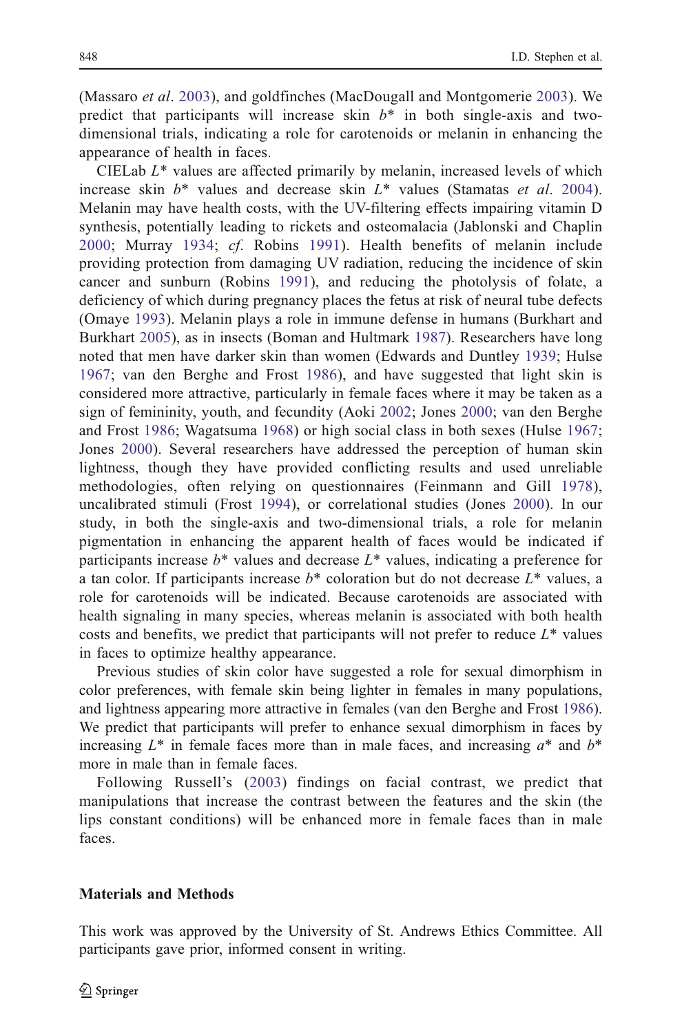(Massaro *et al*. 2003), and goldfinches (MacDougall and Montgomerie 2003). We predict that participants will increase skin $b^*$ in both single-axis and two-dimensional trials, indicating a role for carotenoids or melanin in enhancing the appearance of health in faces.

CIELab $L^*$ values are affected primarily by melanin, increased levels of which increase skin $b^*$ values and decrease skin $L^*$ values (Stamatas *et al*. 2004). Melanin may have health costs, with the UV-filtering effects impairing vitamin D synthesis, potentially leading to rickets and osteomalacia (Jablonski and Chaplin 2000; Murray 1934; *cf*. Robins 1991). Health benefits of melanin include providing protection from damaging UV radiation, reducing the incidence of skin cancer and sunburn (Robins 1991), and reducing the photolysis of folate, a deficiency of which during pregnancy places the fetus at risk of neural tube defects (Omaye 1993). Melanin plays a role in immune defense in humans (Burkhart and Burkhart 2005), as in insects (Boman and Hultmark 1987). Researchers have long noted that men have darker skin than women (Edwards and Duntley 1939; Hulse 1967; van den Berghe and Frost 1986), and have suggested that light skin is considered more attractive, particularly in female faces where it may be taken as a sign of femininity, youth, and fecundity (Aoki 2002; Jones 2000; van den Berghe and Frost 1986; Wagatsuma 1968) or high social class in both sexes (Hulse 1967; Jones 2000). Several researchers have addressed the perception of human skin lightness, though they have provided conflicting results and used unreliable methodologies, often relying on questionnaires (Feinmann and Gill 1978), uncalibrated stimuli (Frost 1994), or correlational studies (Jones 2000). In our study, in both the single-axis and two-dimensional trials, a role for melanin pigmentation in enhancing the apparent health of faces would be indicated if participants increase $b^*$ values and decrease $L^*$ values, indicating a preference for a tan color. If participants increase $b^*$ coloration but do not decrease $L^*$ values, a role for carotenoids will be indicated. Because carotenoids are associated with health signaling in many species, whereas melanin is associated with both health costs and benefits, we predict that participants will not prefer to reduce $L^*$ values in faces to optimize healthy appearance.

Previous studies of skin color have suggested a role for sexual dimorphism in color preferences, with female skin being lighter in females in many populations, and lightness appearing more attractive in females (van den Berghe and Frost 1986). We predict that participants will prefer to enhance sexual dimorphism in faces by increasing $L^*$ in female faces more than in male faces, and increasing $a^*$ and $b^*$ more in male than in female faces.

Following Russell's (2003) findings on facial contrast, we predict that manipulations that increase the contrast between the features and the skin (the lips constant conditions) will be enhanced more in female faces than in male faces.

## Materials and Methods

This work was approved by the University of St. Andrews Ethics Committee. All participants gave prior, informed consent in writing.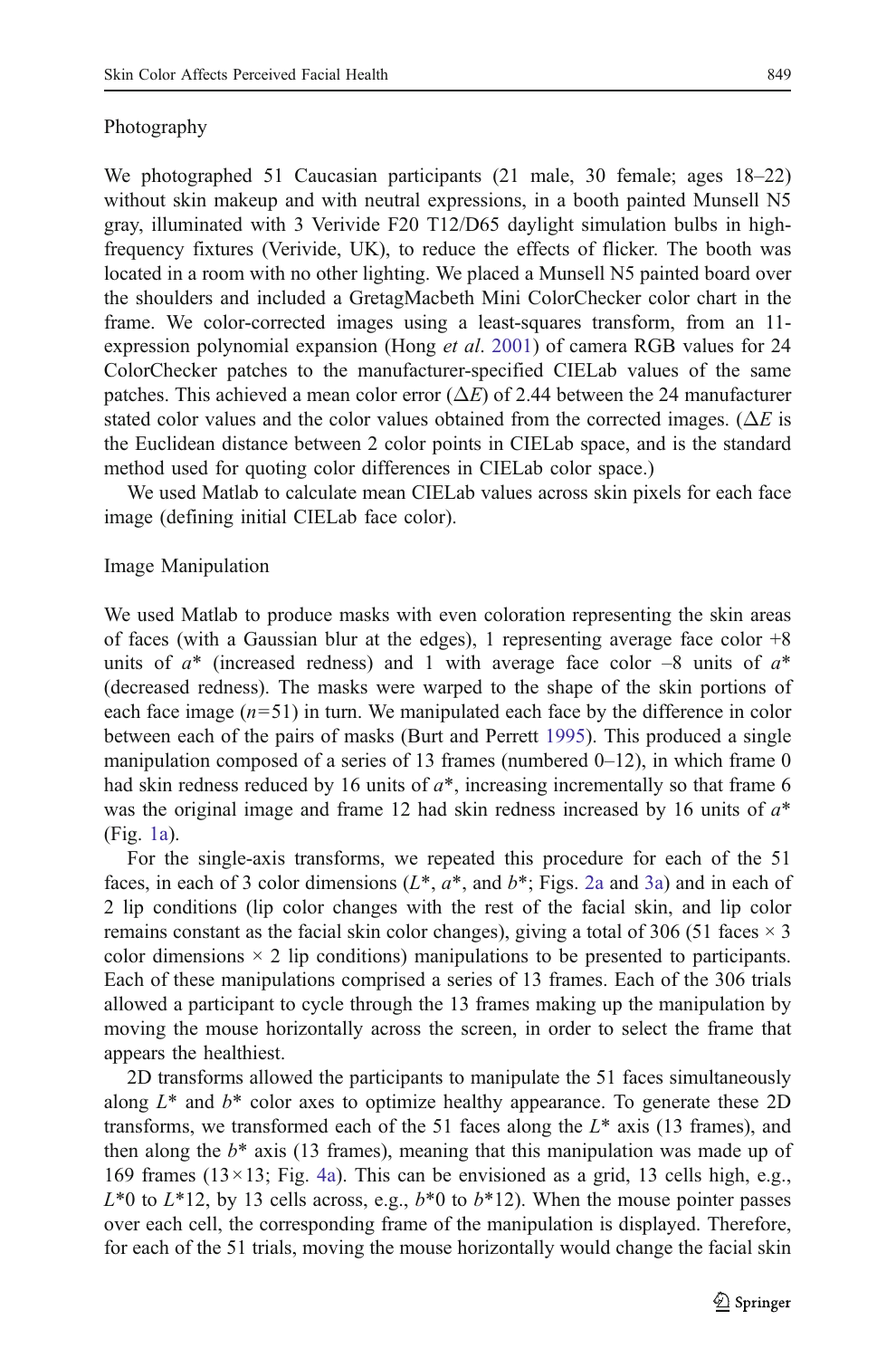### Photography

We photographed 51 Caucasian participants (21 male, 30 female; ages 18–22) without skin makeup and with neutral expressions, in a booth painted Munsell N5 gray, illuminated with 3 Verivide F20 T12/D65 daylight simulation bulbs in high-frequency fixtures (Verivide, UK), to reduce the effects of flicker. The booth was located in a room with no other lighting. We placed a Munsell N5 painted board over the shoulders and included a GretagMacbeth Mini ColorChecker color chart in the frame. We color-corrected images using a least-squares transform, from an 11-expression polynomial expansion (Hong *et al*. 2001) of camera RGB values for 24 ColorChecker patches to the manufacturer-specified CIELab values of the same patches. This achieved a mean color error ($\Delta E$) of 2.44 between the 24 manufacturer stated color values and the color values obtained from the corrected images. ($\Delta E$ is the Euclidean distance between 2 color points in CIELab space, and is the standard method used for quoting color differences in CIELab color space.)

We used Matlab to calculate mean CIELab values across skin pixels for each face image (defining initial CIELab face color).

### Image Manipulation

We used Matlab to produce masks with even coloration representing the skin areas of faces (with a Gaussian blur at the edges), 1 representing average face color +8 units of $a^*$ (increased redness) and 1 with average face color –8 units of $a^*$ (decreased redness). The masks were warped to the shape of the skin portions of each face image ($n=51$) in turn. We manipulated each face by the difference in color between each of the pairs of masks (Burt and Perrett 1995). This produced a single manipulation composed of a series of 13 frames (numbered 0–12), in which frame 0 had skin redness reduced by 16 units of $a^*$, increasing incrementally so that frame 6 was the original image and frame 12 had skin redness increased by 16 units of $a^*$ (Fig. 1a).

For the single-axis transforms, we repeated this procedure for each of the 51 faces, in each of 3 color dimensions ($L^*$, $a^*$, and $b^*$; Figs. 2a and 3a) and in each of 2 lip conditions (lip color changes with the rest of the facial skin, and lip color remains constant as the facial skin color changes), giving a total of 306 (51 faces × 3 color dimensions × 2 lip conditions) manipulations to be presented to participants. Each of these manipulations comprised a series of 13 frames. Each of the 306 trials allowed a participant to cycle through the 13 frames making up the manipulation by moving the mouse horizontally across the screen, in order to select the frame that appears the healthiest.

2D transforms allowed the participants to manipulate the 51 faces simultaneously along $L^*$ and $b^*$ color axes to optimize healthy appearance. To generate these 2D transforms, we transformed each of the 51 faces along the $L^*$ axis (13 frames), and then along the $b^*$ axis (13 frames), meaning that this manipulation was made up of 169 frames (13×13; Fig. 4a). This can be envisioned as a grid, 13 cells high, e.g., $L^*0$ to $L^*12$, by 13 cells across, e.g., $b^*0$ to $b^*12$). When the mouse pointer passes over each cell, the corresponding frame of the manipulation is displayed. Therefore, for each of the 51 trials, moving the mouse horizontally would change the facial skin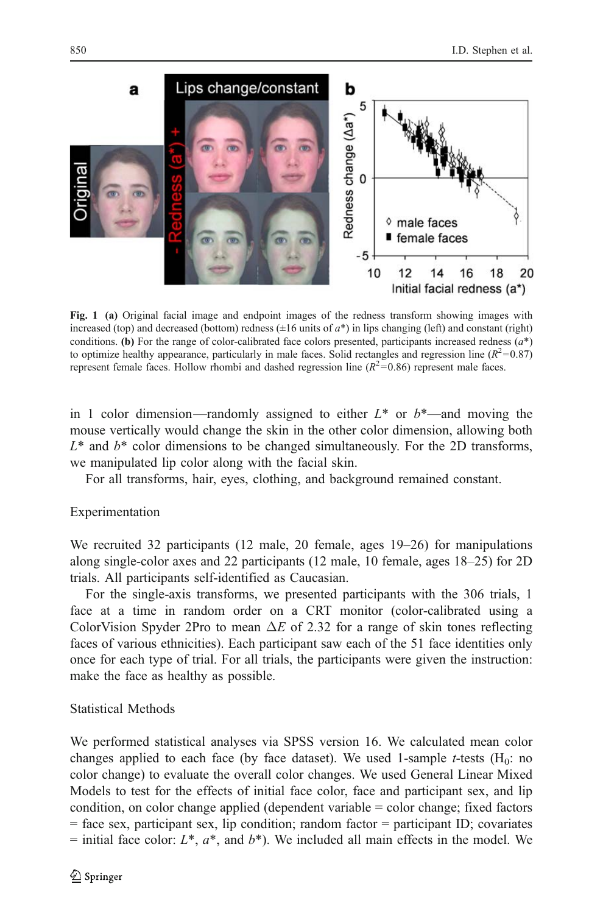**Fig. 1** **(a)** Original facial image and endpoint images of the redness transform showing images with increased (top) and decreased (bottom) redness (±16 units of $a^*$) in lips changing (left) and constant (right) conditions. **(b)** For the range of color-calibrated face colors presented, participants increased redness ($a^*$) to optimize healthy appearance, particularly in male faces. Solid rectangles and regression line ($R^2$=0.87) represent female faces. Hollow rhombi and dashed regression line ($R^2$=0.86) represent male faces.

in 1 color dimension—randomly assigned to either $L^*$ or $b^*$—and moving the mouse vertically would change the skin in the other color dimension, allowing both $L^*$ and $b^*$ color dimensions to be changed simultaneously. For the 2D transforms, we manipulated lip color along with the facial skin.

For all transforms, hair, eyes, clothing, and background remained constant.

### Experimentation

We recruited 32 participants (12 male, 20 female, ages 19–26) for manipulations along single-color axes and 22 participants (12 male, 10 female, ages 18–25) for 2D trials. All participants self-identified as Caucasian.

For the single-axis transforms, we presented participants with the 306 trials, 1 face at a time in random order on a CRT monitor (color-calibrated using a ColorVision Spyder 2Pro to mean $\Delta E$ of 2.32 for a range of skin tones reflecting faces of various ethnicities). Each participant saw each of the 51 face identities only once for each type of trial. For all trials, the participants were given the instruction: make the face as healthy as possible.

### Statistical Methods

We performed statistical analyses via SPSS version 16. We calculated mean color changes applied to each face (by face dataset). We used 1-sample $t$-tests ($H_0$: no color change) to evaluate the overall color changes. We used General Linear Mixed Models to test for the effects of initial face color, face and participant sex, and lip condition, on color change applied (dependent variable = color change; fixed factors = face sex, participant sex, lip condition; random factor = participant ID; covariates = initial face color: $L^*$, $a^*$, and $b^*$). We included all main effects in the model. We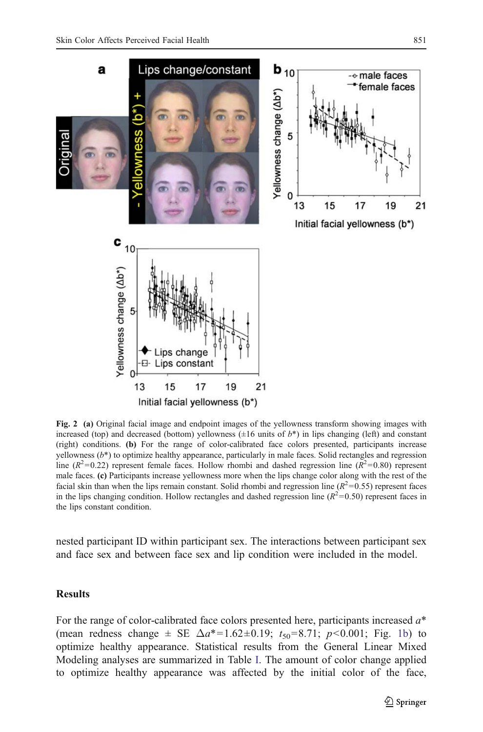**Fig. 2** **(a)** Original facial image and endpoint images of the yellowness transform showing images with increased (top) and decreased (bottom) yellowness (±16 units of $b^*$) in lips changing (left) and constant (right) conditions. **(b)** For the range of color-calibrated face colors presented, participants increase yellowness ($b^*$) to optimize healthy appearance, particularly in male faces. Solid rectangles and regression line ($R^2$=0.22) represent female faces. Hollow rhombi and dashed regression line ($R^2$=0.80) represent male faces. **(c)** Participants increase yellowness more when the lips change color along with the rest of the facial skin than when the lips remain constant. Solid rhombi and regression line ($R^2$=0.55) represent faces in the lips changing condition. Hollow rectangles and dashed regression line ($R^2$=0.50) represent faces in the lips constant condition.

nested participant ID within participant sex. The interactions between participant sex and face sex and between face sex and lip condition were included in the model.

## Results

For the range of color-calibrated face colors presented here, participants increased $a^*$ (mean redness change ± SE $\Delta a^*$=1.62±0.19; $t_{50}$=8.71; $p$<0.001; Fig. 1b) to optimize healthy appearance. Statistical results from the General Linear Mixed Modeling analyses are summarized in Table I. The amount of color change applied to optimize healthy appearance was affected by the initial color of the face,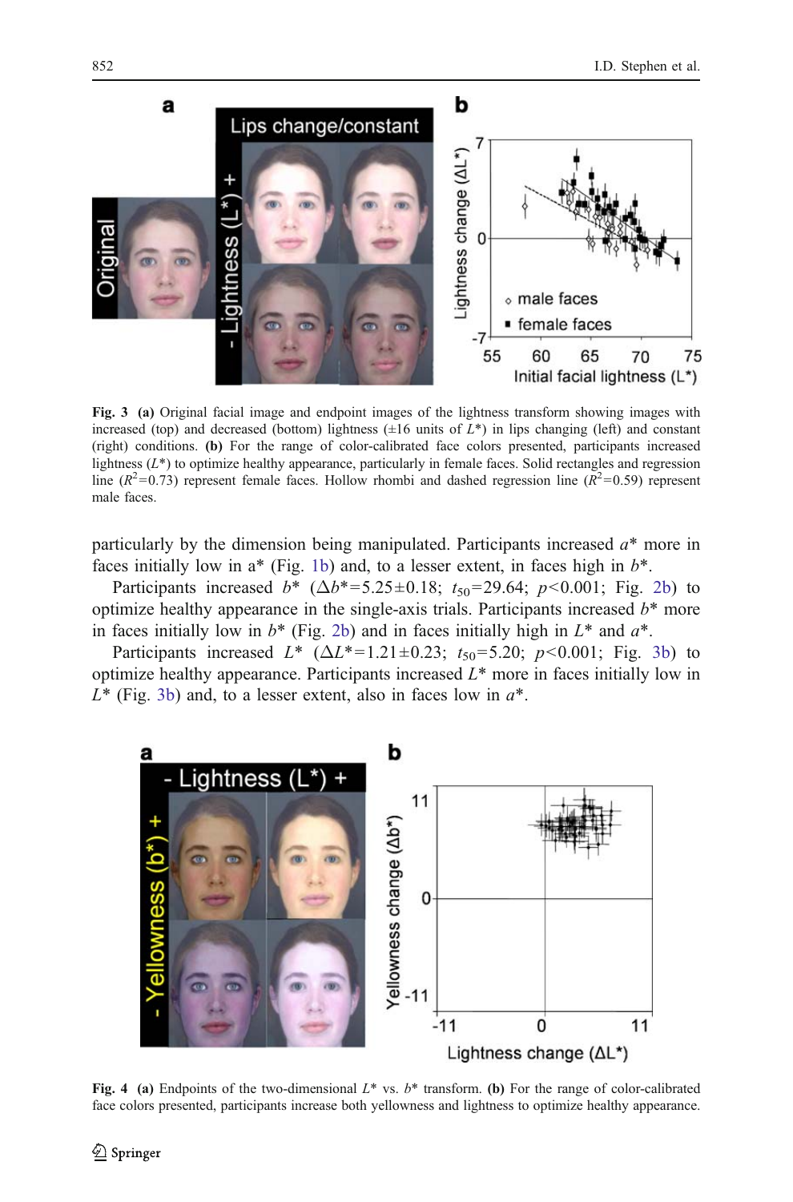**Fig. 3** **(a)** Original facial image and endpoint images of the lightness transform showing images with increased (top) and decreased (bottom) lightness (±16 units of $L^*$) in lips changing (left) and constant (right) conditions. **(b)** For the range of color-calibrated face colors presented, participants increased lightness ($L^*$) to optimize healthy appearance, particularly in female faces. Solid rectangles and regression line ($R^2$=0.73) represent female faces. Hollow rhombi and dashed regression line ($R^2$=0.59) represent male faces.

particularly by the dimension being manipulated. Participants increased $a^*$ more in faces initially low in a* (Fig. 1b) and, to a lesser extent, in faces high in $b^*$.

Participants increased $b^*$ ($\Delta b^*$=5.25±0.18; $t_{50}$=29.64; $p$<0.001; Fig. 2b) to optimize healthy appearance in the single-axis trials. Participants increased $b^*$ more in faces initially low in $b^*$ (Fig. 2b) and in faces initially high in $L^*$ and $a^*$.

Participants increased $L^*$ ($\Delta L^*$=1.21±0.23; $t_{50}$=5.20; $p$<0.001; Fig. 3b) to optimize healthy appearance. Participants increased $L^*$ more in faces initially low in $L^*$ (Fig. 3b) and, to a lesser extent, also in faces low in $a^*$.

**Fig. 4** **(a)** Endpoints of the two-dimensional $L^*$ vs. $b^*$ transform. **(b)** For the range of color-calibrated face colors presented, participants increase both yellowness and lightness to optimize healthy appearance.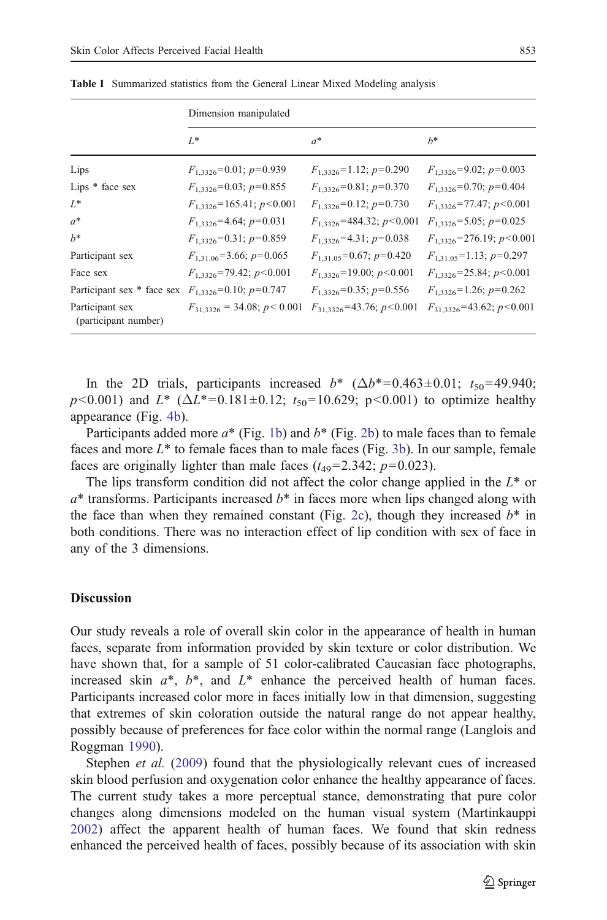**Table I** Summarized statistics from the General Linear Mixed Modeling analysis

| | Dimension manipulated | | |
|---|---|---|---|
| | $L^*$ | $a^*$ | $b^*$ |
| Lips | $F_{1,3326}$=0.01; $p$=0.939 | $F_{1,3326}$=1.12; $p$=0.290 | $F_{1,3326}$=9.02; $p$=0.003 |
| Lips * face sex | $F_{1,3326}$=0.03; $p$=0.855 | $F_{1,3326}$=0.81; $p$=0.370 | $F_{1,3326}$=0.70; $p$=0.404 |
| $L^*$ | $F_{1,3326}$=165.41; $p$<0.001 | $F_{1,3326}$=0.12; $p$=0.730 | $F_{1,3326}$=77.47; $p$<0.001 |
| $a^*$ | $F_{1,3326}$=4.64; $p$=0.031 | $F_{1,3326}$=484.32; $p$<0.001 | $F_{1,3326}$=5.05; $p$=0.025 |
| $b^*$ | $F_{1,3326}$=0.31; $p$=0.859 | $F_{1,3326}$=4.31; $p$=0.038 | $F_{1,3326}$=276.19; $p$<0.001 |
| Participant sex | $F_{1,31.06}$=3.66; $p$=0.065 | $F_{1,31.05}$=0.67; $p$=0.420 | $F_{1,31.05}$=1.13; $p$=0.297 |
| Face sex | $F_{1,3326}$=79.42; $p$<0.001 | $F_{1,3326}$=19.00; $p$<0.001 | $F_{1,3326}$=25.84; $p$<0.001 |
| Participant sex * face sex | $F_{1,3326}$=0.10; $p$=0.747 | $F_{1,3326}$=0.35; $p$=0.556 | $F_{1,3326}$=1.26; $p$=0.262 |
| Participant sex (participant number) | $F_{31,3326}$ = 34.08; $p$< 0.001 | $F_{31,3326}$=43.76; $p$<0.001 | $F_{31,3326}$=43.62; $p$<0.001 |

In the 2D trials, participants increased $b^*$ ($\Delta b^*$=0.463±0.01; $t_{50}$=49.940; $p$<0.001) and $L^*$ ($\Delta L^*$=0.181±0.12; $t_{50}$=10.629; p<0.001) to optimize healthy appearance (Fig. 4b).

Participants added more $a^*$ (Fig. 1b) and $b^*$ (Fig. 2b) to male faces than to female faces and more $L^*$ to female faces than to male faces (Fig. 3b). In our sample, female faces are originally lighter than male faces ($t_{49}$=2.342; $p$=0.023).

The lips transform condition did not affect the color change applied in the $L^*$ or $a^*$ transforms. Participants increased $b^*$ in faces more when lips changed along with the face than when they remained constant (Fig. 2c), though they increased $b^*$ in both conditions. There was no interaction effect of lip condition with sex of face in any of the 3 dimensions.

## Discussion

Our study reveals a role of overall skin color in the appearance of health in human faces, separate from information provided by skin texture or color distribution. We have shown that, for a sample of 51 color-calibrated Caucasian face photographs, increased skin $a^*$, $b^*$, and $L^*$ enhance the perceived health of human faces. Participants increased color more in faces initially low in that dimension, suggesting that extremes of skin coloration outside the natural range do not appear healthy, possibly because of preferences for face color within the normal range (Langlois and Roggman 1990).

Stephen *et al.* (2009) found that the physiologically relevant cues of increased skin blood perfusion and oxygenation color enhance the healthy appearance of faces. The current study takes a more perceptual stance, demonstrating that pure color changes along dimensions modeled on the human visual system (Martinkauppi 2002) affect the apparent health of human faces. We found that skin redness enhanced the perceived health of faces, possibly because of its association with skin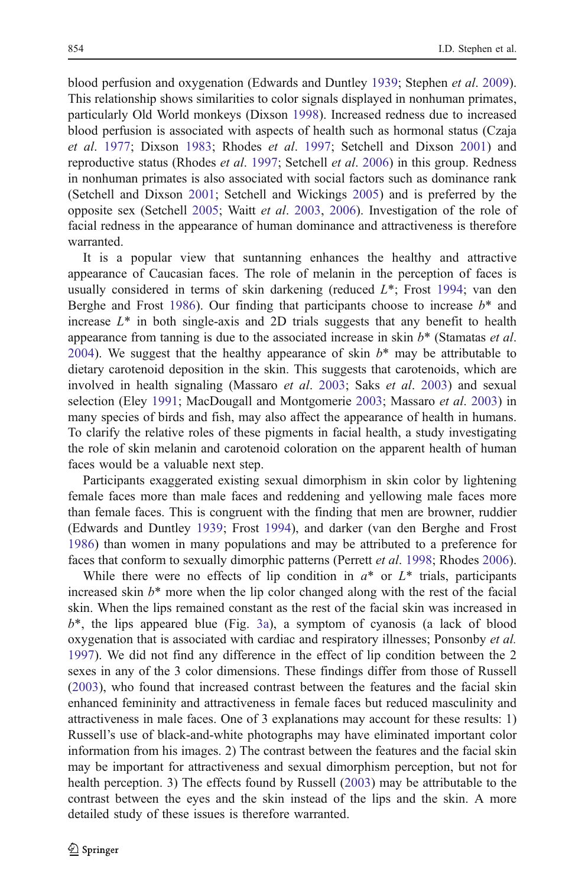blood perfusion and oxygenation (Edwards and Duntley 1939; Stephen *et al*. 2009). This relationship shows similarities to color signals displayed in nonhuman primates, particularly Old World monkeys (Dixson 1998). Increased redness due to increased blood perfusion is associated with aspects of health such as hormonal status (Czaja *et al*. 1977; Dixson 1983; Rhodes *et al*. 1997; Setchell and Dixson 2001) and reproductive status (Rhodes *et al*. 1997; Setchell *et al*. 2006) in this group. Redness in nonhuman primates is also associated with social factors such as dominance rank (Setchell and Dixson 2001; Setchell and Wickings 2005) and is preferred by the opposite sex (Setchell 2005; Waitt *et al*. 2003, 2006). Investigation of the role of facial redness in the appearance of human dominance and attractiveness is therefore warranted.

It is a popular view that suntanning enhances the healthy and attractive appearance of Caucasian faces. The role of melanin in the perception of faces is usually considered in terms of skin darkening (reduced $L^*$; Frost 1994; van den Berghe and Frost 1986). Our finding that participants choose to increase $b^*$ and increase $L^*$ in both single-axis and 2D trials suggests that any benefit to health appearance from tanning is due to the associated increase in skin $b^*$ (Stamatas *et al*. 2004). We suggest that the healthy appearance of skin $b^*$ may be attributable to dietary carotenoid deposition in the skin. This suggests that carotenoids, which are involved in health signaling (Massaro *et al*. 2003; Saks *et al*. 2003) and sexual selection (Eley 1991; MacDougall and Montgomerie 2003; Massaro *et al*. 2003) in many species of birds and fish, may also affect the appearance of health in humans. To clarify the relative roles of these pigments in facial health, a study investigating the role of skin melanin and carotenoid coloration on the apparent health of human faces would be a valuable next step.

Participants exaggerated existing sexual dimorphism in skin color by lightening female faces more than male faces and reddening and yellowing male faces more than female faces. This is congruent with the finding that men are browner, ruddier (Edwards and Duntley 1939; Frost 1994), and darker (van den Berghe and Frost 1986) than women in many populations and may be attributed to a preference for faces that conform to sexually dimorphic patterns (Perrett *et al*. 1998; Rhodes 2006).

While there were no effects of lip condition in $a^*$ or $L^*$ trials, participants increased skin $b^*$ more when the lip color changed along with the rest of the facial skin. When the lips remained constant as the rest of the facial skin was increased in $b^*$, the lips appeared blue (Fig. 3a), a symptom of cyanosis (a lack of blood oxygenation that is associated with cardiac and respiratory illnesses; Ponsonby *et al.* 1997). We did not find any difference in the effect of lip condition between the 2 sexes in any of the 3 color dimensions. These findings differ from those of Russell (2003), who found that increased contrast between the features and the facial skin enhanced femininity and attractiveness in female faces but reduced masculinity and attractiveness in male faces. One of 3 explanations may account for these results: 1) Russell's use of black-and-white photographs may have eliminated important color information from his images. 2) The contrast between the features and the facial skin may be important for attractiveness and sexual dimorphism perception, but not for health perception. 3) The effects found by Russell (2003) may be attributable to the contrast between the eyes and the skin instead of the lips and the skin. A more detailed study of these issues is therefore warranted.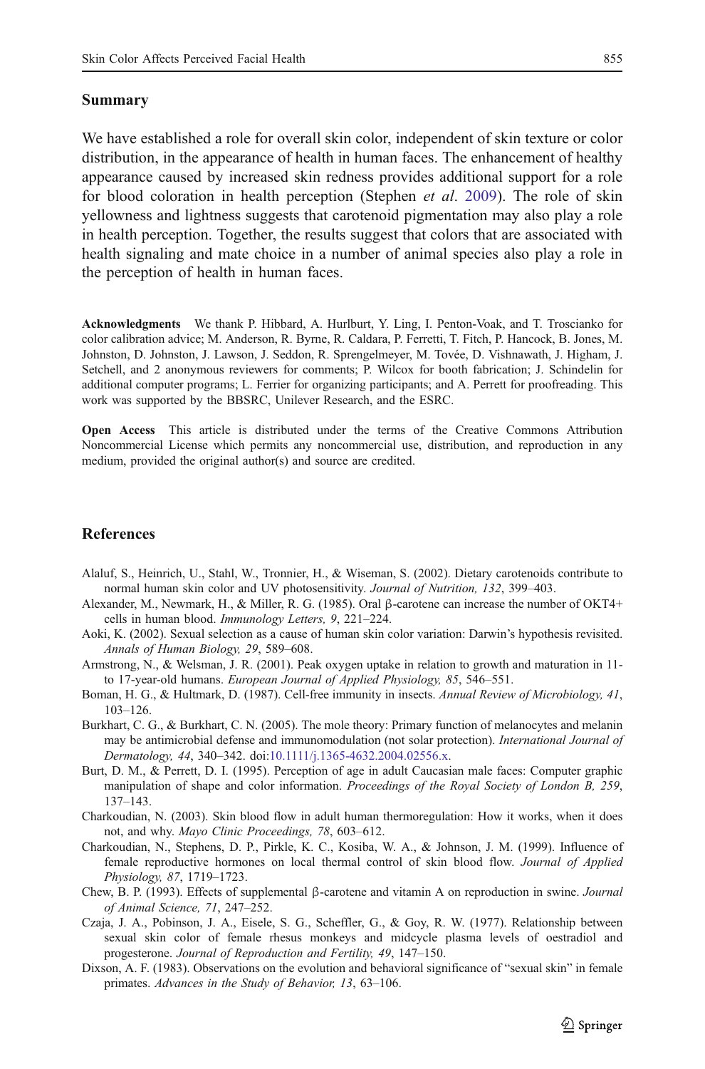## Summary

We have established a role for overall skin color, independent of skin texture or color distribution, in the appearance of health in human faces. The enhancement of healthy appearance caused by increased skin redness provides additional support for a role for blood coloration in health perception (Stephen *et al*. 2009). The role of skin yellowness and lightness suggests that carotenoid pigmentation may also play a role in health perception. Together, the results suggest that colors that are associated with health signaling and mate choice in a number of animal species also play a role in the perception of health in human faces.

**Acknowledgments** We thank P. Hibbard, A. Hurlburt, Y. Ling, I. Penton-Voak, and T. Troscianko for color calibration advice; M. Anderson, R. Byrne, R. Caldara, P. Ferretti, T. Fitch, P. Hancock, B. Jones, M. Johnston, D. Johnston, J. Lawson, J. Seddon, R. Sprengelmeyer, M. Tovée, D. Vishnawath, J. Higham, J. Setchell, and 2 anonymous reviewers for comments; P. Wilcox for booth fabrication; J. Schindelin for additional computer programs; L. Ferrier for organizing participants; and A. Perrett for proofreading. This work was supported by the BBSRC, Unilever Research, and the ESRC.

**Open Access** This article is distributed under the terms of the Creative Commons Attribution Noncommercial License which permits any noncommercial use, distribution, and reproduction in any medium, provided the original author(s) and source are credited.

## References

Alaluf, S., Heinrich, U., Stahl, W., Tronnier, H., & Wiseman, S. (2002). Dietary carotenoids contribute to normal human skin color and UV photosensitivity. *Journal of Nutrition, 132*, 399–403.

Alexander, M., Newmark, H., & Miller, R. G. (1985). Oral β-carotene can increase the number of OKT4+ cells in human blood. *Immunology Letters, 9*, 221–224.

Aoki, K. (2002). Sexual selection as a cause of human skin color variation: Darwin's hypothesis revisited. *Annals of Human Biology, 29*, 589–608.

Armstrong, N., & Welsman, J. R. (2001). Peak oxygen uptake in relation to growth and maturation in 11- to 17-year-old humans. *European Journal of Applied Physiology, 85*, 546–551.

Boman, H. G., & Hultmark, D. (1987). Cell-free immunity in insects. *Annual Review of Microbiology, 41*, 103–126.

Burkhart, C. G., & Burkhart, C. N. (2005). The mole theory: Primary function of melanocytes and melanin may be antimicrobial defense and immunomodulation (not solar protection). *International Journal of Dermatology, 44*, 340–342. doi:10.1111/j.1365-4632.2004.02556.x.

Burt, D. M., & Perrett, D. I. (1995). Perception of age in adult Caucasian male faces: Computer graphic manipulation of shape and color information. *Proceedings of the Royal Society of London B, 259*, 137–143.

Charkoudian, N. (2003). Skin blood flow in adult human thermoregulation: How it works, when it does not, and why. *Mayo Clinic Proceedings, 78*, 603–612.

Charkoudian, N., Stephens, D. P., Pirkle, K. C., Kosiba, W. A., & Johnson, J. M. (1999). Influence of female reproductive hormones on local thermal control of skin blood flow. *Journal of Applied Physiology, 87*, 1719–1723.

Chew, B. P. (1993). Effects of supplemental β-carotene and vitamin A on reproduction in swine. *Journal of Animal Science, 71*, 247–252.

Czaja, J. A., Pobinson, J. A., Eisele, S. G., Scheffler, G., & Goy, R. W. (1977). Relationship between sexual skin color of female rhesus monkeys and midcycle plasma levels of oestradiol and progesterone. *Journal of Reproduction and Fertility, 49*, 147–150.

Dixson, A. F. (1983). Observations on the evolution and behavioral significance of "sexual skin" in female primates. *Advances in the Study of Behavior, 13*, 63–106.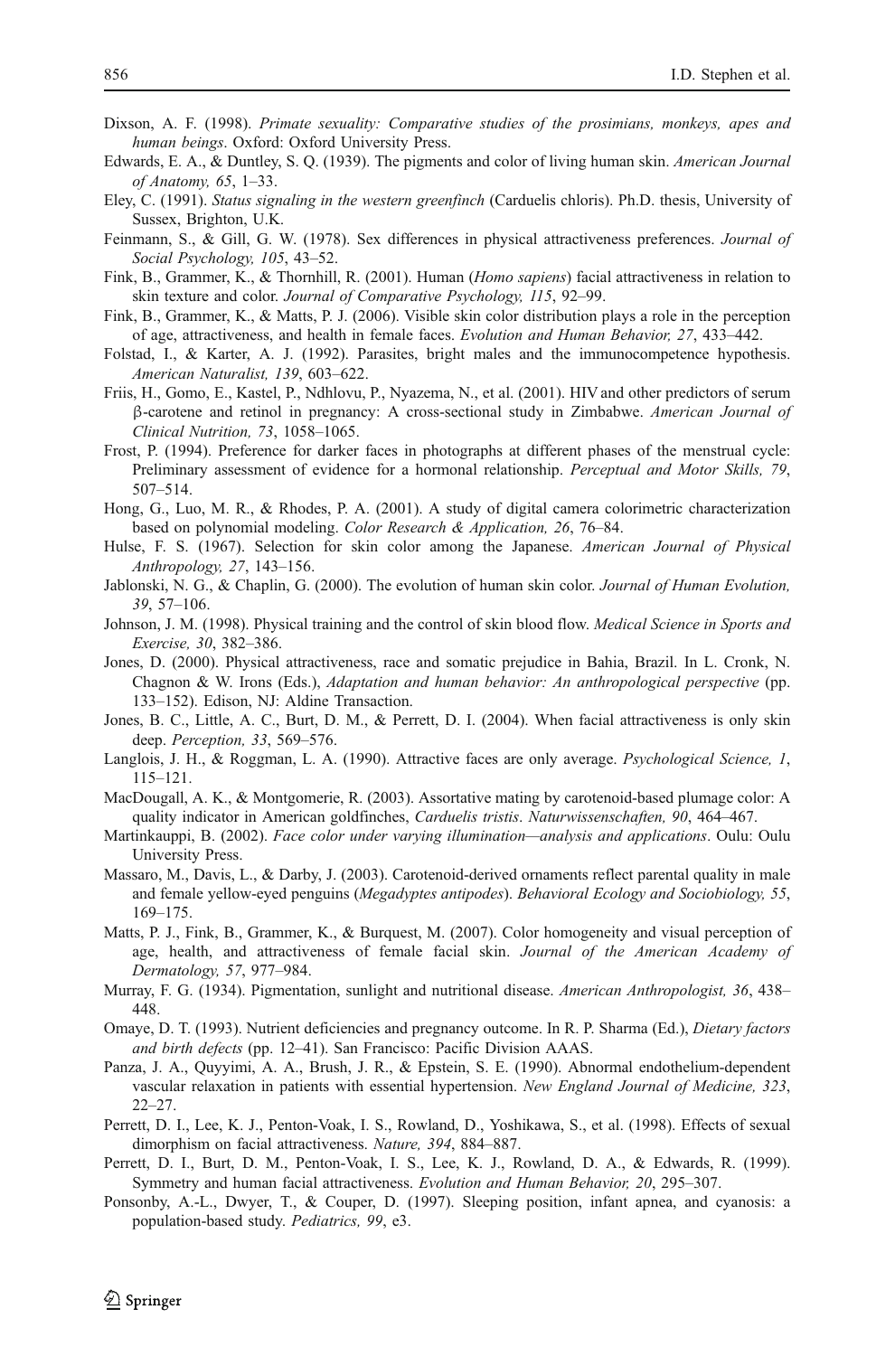Dixson, A. F. (1998). *Primate sexuality: Comparative studies of the prosimians, monkeys, apes and human beings*. Oxford: Oxford University Press.

Edwards, E. A., & Duntley, S. Q. (1939). The pigments and color of living human skin. *American Journal of Anatomy, 65*, 1–33.

Eley, C. (1991). *Status signaling in the western greenfinch* (Carduelis chloris). Ph.D. thesis, University of Sussex, Brighton, U.K.

Feinmann, S., & Gill, G. W. (1978). Sex differences in physical attractiveness preferences. *Journal of Social Psychology, 105*, 43–52.

Fink, B., Grammer, K., & Thornhill, R. (2001). Human (*Homo sapiens*) facial attractiveness in relation to skin texture and color. *Journal of Comparative Psychology, 115*, 92–99.

Fink, B., Grammer, K., & Matts, P. J. (2006). Visible skin color distribution plays a role in the perception of age, attractiveness, and health in female faces. *Evolution and Human Behavior, 27*, 433–442.

Folstad, I., & Karter, A. J. (1992). Parasites, bright males and the immunocompetence hypothesis. *American Naturalist, 139*, 603–622.

Friis, H., Gomo, E., Kastel, P., Ndhlovu, P., Nyazema, N., et al. (2001). HIV and other predictors of serum β-carotene and retinol in pregnancy: A cross-sectional study in Zimbabwe. *American Journal of Clinical Nutrition, 73*, 1058–1065.

Frost, P. (1994). Preference for darker faces in photographs at different phases of the menstrual cycle: Preliminary assessment of evidence for a hormonal relationship. *Perceptual and Motor Skills, 79*, 507–514.

Hong, G., Luo, M. R., & Rhodes, P. A. (2001). A study of digital camera colorimetric characterization based on polynomial modeling. *Color Research & Application, 26*, 76–84.

Hulse, F. S. (1967). Selection for skin color among the Japanese. *American Journal of Physical Anthropology, 27*, 143–156.

Jablonski, N. G., & Chaplin, G. (2000). The evolution of human skin color. *Journal of Human Evolution, 39*, 57–106.

Johnson, J. M. (1998). Physical training and the control of skin blood flow. *Medical Science in Sports and Exercise, 30*, 382–386.

Jones, D. (2000). Physical attractiveness, race and somatic prejudice in Bahia, Brazil. In L. Cronk, N. Chagnon & W. Irons (Eds.), *Adaptation and human behavior: An anthropological perspective* (pp. 133–152). Edison, NJ: Aldine Transaction.

Jones, B. C., Little, A. C., Burt, D. M., & Perrett, D. I. (2004). When facial attractiveness is only skin deep. *Perception, 33*, 569–576.

Langlois, J. H., & Roggman, L. A. (1990). Attractive faces are only average. *Psychological Science, 1*, 115–121.

MacDougall, A. K., & Montgomerie, R. (2003). Assortative mating by carotenoid-based plumage color: A quality indicator in American goldfinches, *Carduelis tristis*. *Naturwissenschaften, 90*, 464–467.

Martinkauppi, B. (2002). *Face color under varying illumination—analysis and applications*. Oulu: Oulu University Press.

Massaro, M., Davis, L., & Darby, J. (2003). Carotenoid-derived ornaments reflect parental quality in male and female yellow-eyed penguins (*Megadyptes antipodes*). *Behavioral Ecology and Sociobiology, 55*, 169–175.

Matts, P. J., Fink, B., Grammer, K., & Burquest, M. (2007). Color homogeneity and visual perception of age, health, and attractiveness of female facial skin. *Journal of the American Academy of Dermatology, 57*, 977–984.

Murray, F. G. (1934). Pigmentation, sunlight and nutritional disease. *American Anthropologist, 36*, 438–448.

Omaye, D. T. (1993). Nutrient deficiencies and pregnancy outcome. In R. P. Sharma (Ed.), *Dietary factors and birth defects* (pp. 12–41). San Francisco: Pacific Division AAAS.

Panza, J. A., Quyyimi, A. A., Brush, J. R., & Epstein, S. E. (1990). Abnormal endothelium-dependent vascular relaxation in patients with essential hypertension. *New England Journal of Medicine, 323*, 22–27.

Perrett, D. I., Lee, K. J., Penton-Voak, I. S., Rowland, D., Yoshikawa, S., et al. (1998). Effects of sexual dimorphism on facial attractiveness. *Nature, 394*, 884–887.

Perrett, D. I., Burt, D. M., Penton-Voak, I. S., Lee, K. J., Rowland, D. A., & Edwards, R. (1999). Symmetry and human facial attractiveness. *Evolution and Human Behavior, 20*, 295–307.

Ponsonby, A.-L., Dwyer, T., & Couper, D. (1997). Sleeping position, infant apnea, and cyanosis: a population-based study. *Pediatrics, 99*, e3.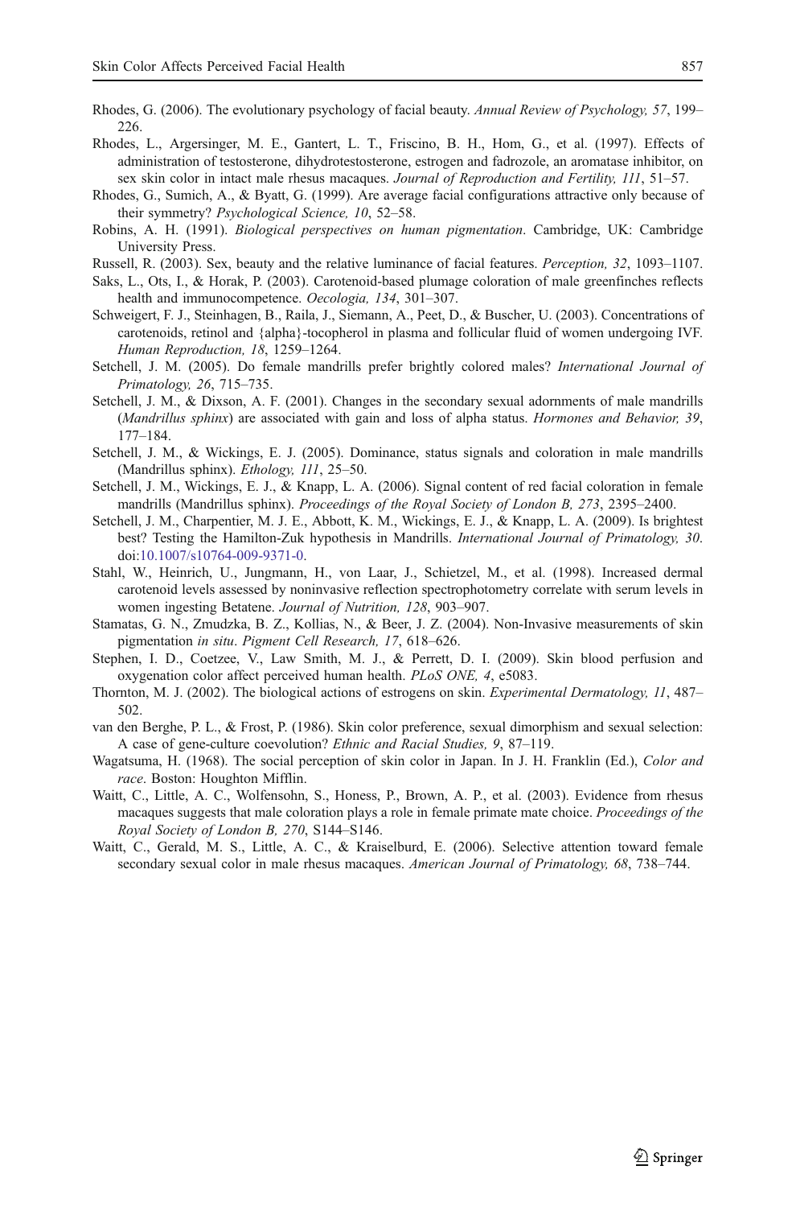Rhodes, G. (2006). The evolutionary psychology of facial beauty. *Annual Review of Psychology, 57*, 199–226.

Rhodes, L., Argersinger, M. E., Gantert, L. T., Friscino, B. H., Hom, G., et al. (1997). Effects of administration of testosterone, dihydrotestosterone, estrogen and fadrozole, an aromatase inhibitor, on sex skin color in intact male rhesus macaques. *Journal of Reproduction and Fertility, 111*, 51–57.

Rhodes, G., Sumich, A., & Byatt, G. (1999). Are average facial configurations attractive only because of their symmetry? *Psychological Science, 10*, 52–58.

Robins, A. H. (1991). *Biological perspectives on human pigmentation*. Cambridge, UK: Cambridge University Press.

Russell, R. (2003). Sex, beauty and the relative luminance of facial features. *Perception, 32*, 1093–1107.

Saks, L., Ots, I., & Horak, P. (2003). Carotenoid-based plumage coloration of male greenfinches reflects health and immunocompetence. *Oecologia, 134*, 301–307.

Schweigert, F. J., Steinhagen, B., Raila, J., Siemann, A., Peet, D., & Buscher, U. (2003). Concentrations of carotenoids, retinol and {alpha}-tocopherol in plasma and follicular fluid of women undergoing IVF. *Human Reproduction, 18*, 1259–1264.

Setchell, J. M. (2005). Do female mandrills prefer brightly colored males? *International Journal of Primatology, 26*, 715–735.

Setchell, J. M., & Dixson, A. F. (2001). Changes in the secondary sexual adornments of male mandrills (*Mandrillus sphinx*) are associated with gain and loss of alpha status. *Hormones and Behavior, 39*, 177–184.

Setchell, J. M., & Wickings, E. J. (2005). Dominance, status signals and coloration in male mandrills (Mandrillus sphinx). *Ethology, 111*, 25–50.

Setchell, J. M., Wickings, E. J., & Knapp, L. A. (2006). Signal content of red facial coloration in female mandrills (Mandrillus sphinx). *Proceedings of the Royal Society of London B, 273*, 2395–2400.

Setchell, J. M., Charpentier, M. J. E., Abbott, K. M., Wickings, E. J., & Knapp, L. A. (2009). Is brightest best? Testing the Hamilton-Zuk hypothesis in Mandrills. *International Journal of Primatology, 30*. doi:10.1007/s10764-009-9371-0.

Stahl, W., Heinrich, U., Jungmann, H., von Laar, J., Schietzel, M., et al. (1998). Increased dermal carotenoid levels assessed by noninvasive reflection spectrophotometry correlate with serum levels in women ingesting Betatene. *Journal of Nutrition, 128*, 903–907.

Stamatas, G. N., Zmudzka, B. Z., Kollias, N., & Beer, J. Z. (2004). Non-Invasive measurements of skin pigmentation *in situ*. *Pigment Cell Research, 17*, 618–626.

Stephen, I. D., Coetzee, V., Law Smith, M. J., & Perrett, D. I. (2009). Skin blood perfusion and oxygenation color affect perceived human health. *PLoS ONE, 4*, e5083.

Thornton, M. J. (2002). The biological actions of estrogens on skin. *Experimental Dermatology, 11*, 487–502.

van den Berghe, P. L., & Frost, P. (1986). Skin color preference, sexual dimorphism and sexual selection: A case of gene-culture coevolution? *Ethnic and Racial Studies, 9*, 87–119.

Wagatsuma, H. (1968). The social perception of skin color in Japan. In J. H. Franklin (Ed.), *Color and race*. Boston: Houghton Mifflin.

Waitt, C., Little, A. C., Wolfensohn, S., Honess, P., Brown, A. P., et al. (2003). Evidence from rhesus macaques suggests that male coloration plays a role in female primate mate choice. *Proceedings of the Royal Society of London B, 270*, S144–S146.

Waitt, C., Gerald, M. S., Little, A. C., & Kraiselburd, E. (2006). Selective attention toward female secondary sexual color in male rhesus macaques. *American Journal of Primatology, 68*, 738–744.